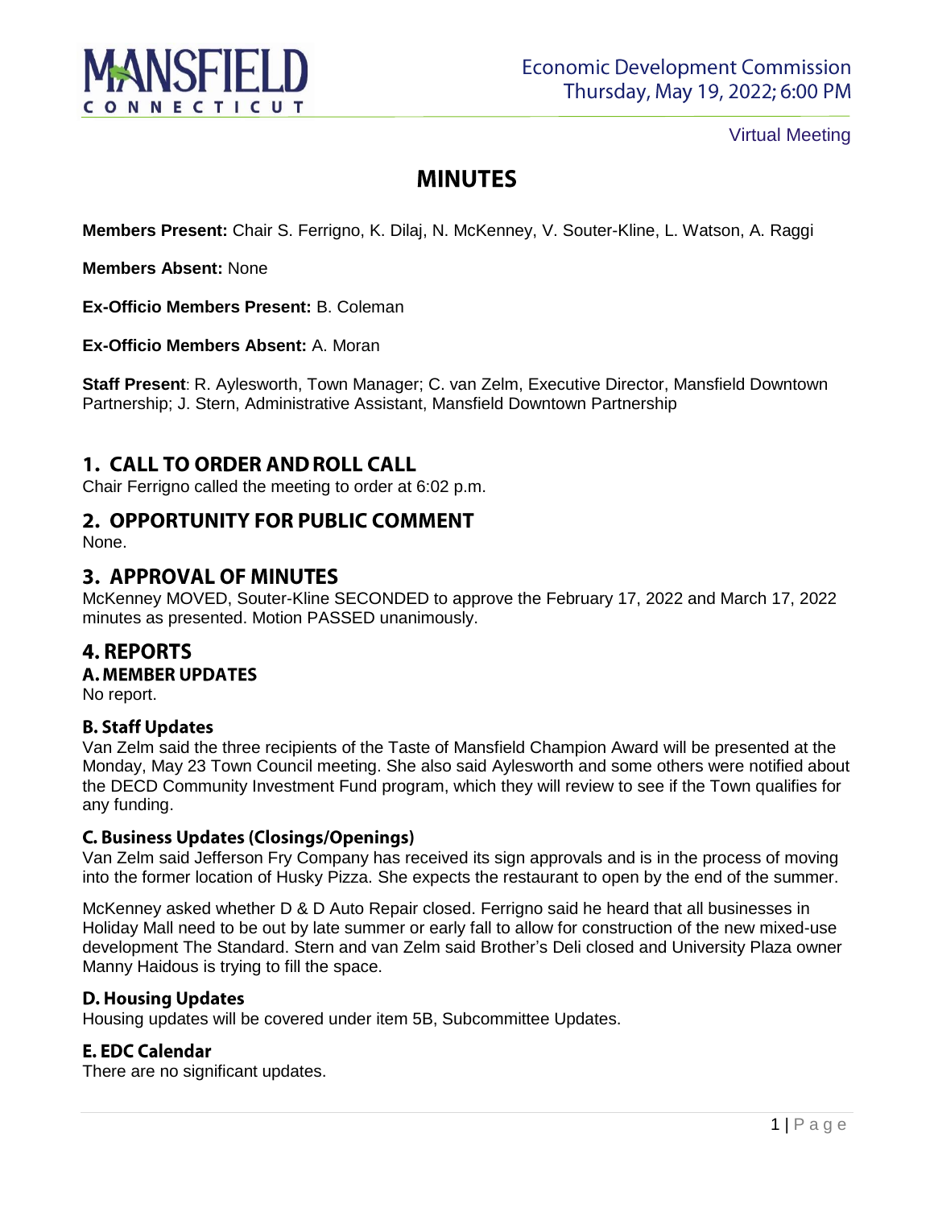# Economic Development Commission
Thursday, May 19, 2022; 6:00 PM

Virtual Meeting

# MINUTES

**Members Present:** Chair S. Ferrigno, K. Dilaj, N. McKenney, V. Souter-Kline, L. Watson, A. Raggi

**Members Absent:** None

**Ex-Officio Members Present:** B. Coleman

**Ex-Officio Members Absent:** A. Moran

**Staff Present**: R. Aylesworth, Town Manager; C. van Zelm, Executive Director, Mansfield Downtown Partnership; J. Stern, Administrative Assistant, Mansfield Downtown Partnership

## 1. CALL TO ORDER AND ROLL CALL

Chair Ferrigno called the meeting to order at 6:02 p.m.

## 2. OPPORTUNITY FOR PUBLIC COMMENT

None.

## 3. APPROVAL OF MINUTES

McKenney MOVED, Souter-Kline SECONDED to approve the February 17, 2022 and March 17, 2022 minutes as presented. Motion PASSED unanimously.

## 4. REPORTS

### A. MEMBER UPDATES

No report.

### B. Staff Updates

Van Zelm said the three recipients of the Taste of Mansfield Champion Award will be presented at the Monday, May 23 Town Council meeting. She also said Aylesworth and some others were notified about the DECD Community Investment Fund program, which they will review to see if the Town qualifies for any funding.

### C. Business Updates (Closings/Openings)

Van Zelm said Jefferson Fry Company has received its sign approvals and is in the process of moving into the former location of Husky Pizza. She expects the restaurant to open by the end of the summer.

McKenney asked whether D & D Auto Repair closed. Ferrigno said he heard that all businesses in Holiday Mall need to be out by late summer or early fall to allow for construction of the new mixed-use development The Standard. Stern and van Zelm said Brother's Deli closed and University Plaza owner Manny Haidous is trying to fill the space.

### D. Housing Updates

Housing updates will be covered under item 5B, Subcommittee Updates.

### E. EDC Calendar

There are no significant updates.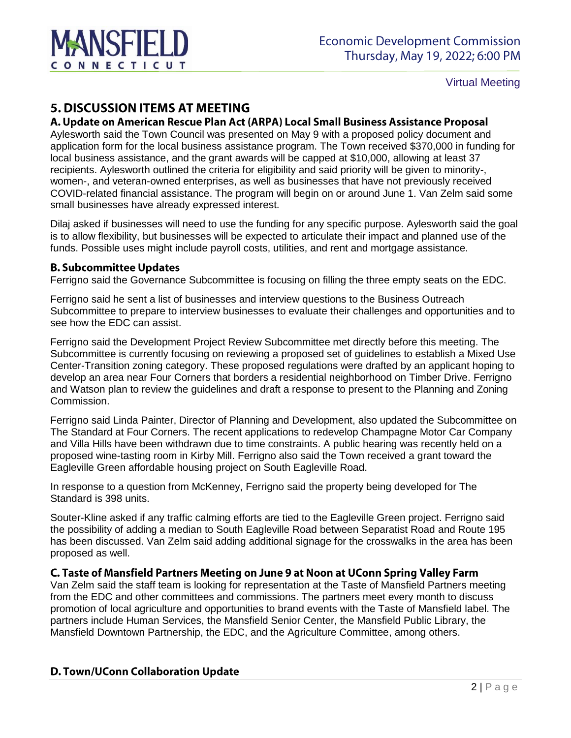## 5. DISCUSSION ITEMS AT MEETING

### A. Update on American Rescue Plan Act (ARPA) Local Small Business Assistance Proposal

Aylesworth said the Town Council was presented on May 9 with a proposed policy document and application form for the local business assistance program. The Town received $370,000 in funding for local business assistance, and the grant awards will be capped at $10,000, allowing at least 37 recipients. Aylesworth outlined the criteria for eligibility and said priority will be given to minority-, women-, and veteran-owned enterprises, as well as businesses that have not previously received COVID-related financial assistance. The program will begin on or around June 1. Van Zelm said some small businesses have already expressed interest.

Dilaj asked if businesses will need to use the funding for any specific purpose. Aylesworth said the goal is to allow flexibility, but businesses will be expected to articulate their impact and planned use of the funds. Possible uses might include payroll costs, utilities, and rent and mortgage assistance.

### B. Subcommittee Updates

Ferrigno said the Governance Subcommittee is focusing on filling the three empty seats on the EDC.

Ferrigno said he sent a list of businesses and interview questions to the Business Outreach Subcommittee to prepare to interview businesses to evaluate their challenges and opportunities and to see how the EDC can assist.

Ferrigno said the Development Project Review Subcommittee met directly before this meeting. The Subcommittee is currently focusing on reviewing a proposed set of guidelines to establish a Mixed Use Center-Transition zoning category. These proposed regulations were drafted by an applicant hoping to develop an area near Four Corners that borders a residential neighborhood on Timber Drive. Ferrigno and Watson plan to review the guidelines and draft a response to present to the Planning and Zoning Commission.

Ferrigno said Linda Painter, Director of Planning and Development, also updated the Subcommittee on The Standard at Four Corners. The recent applications to redevelop Champagne Motor Car Company and Villa Hills have been withdrawn due to time constraints. A public hearing was recently held on a proposed wine-tasting room in Kirby Mill. Ferrigno also said the Town received a grant toward the Eagleville Green affordable housing project on South Eagleville Road.

In response to a question from McKenney, Ferrigno said the property being developed for The Standard is 398 units.

Souter-Kline asked if any traffic calming efforts are tied to the Eagleville Green project. Ferrigno said the possibility of adding a median to South Eagleville Road between Separatist Road and Route 195 has been discussed. Van Zelm said adding additional signage for the crosswalks in the area has been proposed as well.

### C. Taste of Mansfield Partners Meeting on June 9 at Noon at UConn Spring Valley Farm

Van Zelm said the staff team is looking for representation at the Taste of Mansfield Partners meeting from the EDC and other committees and commissions. The partners meet every month to discuss promotion of local agriculture and opportunities to brand events with the Taste of Mansfield label. The partners include Human Services, the Mansfield Senior Center, the Mansfield Public Library, the Mansfield Downtown Partnership, the EDC, and the Agriculture Committee, among others.

### D. Town/UConn Collaboration Update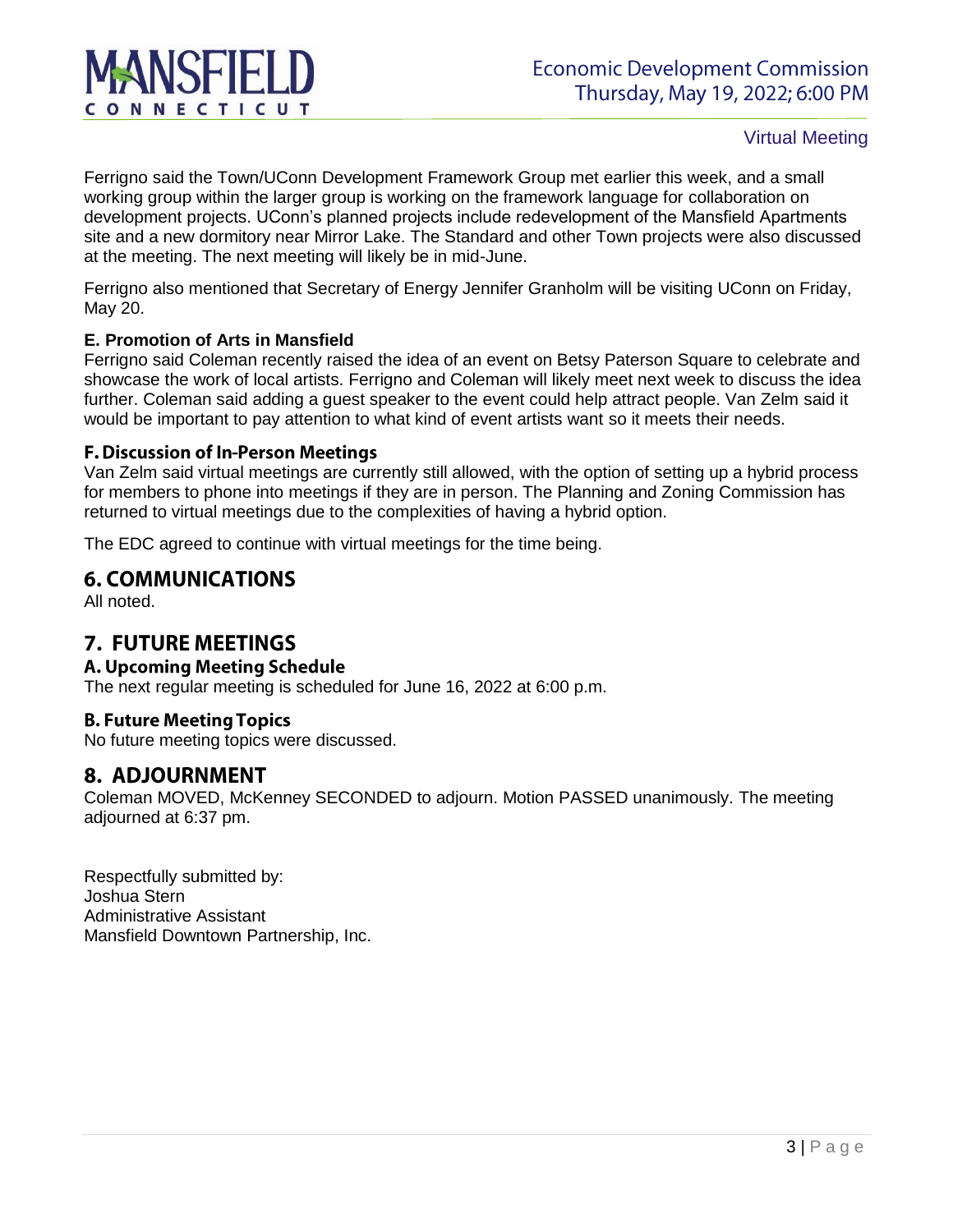Ferrigno said the Town/UConn Development Framework Group met earlier this week, and a small working group within the larger group is working on the framework language for collaboration on development projects. UConn's planned projects include redevelopment of the Mansfield Apartments site and a new dormitory near Mirror Lake. The Standard and other Town projects were also discussed at the meeting. The next meeting will likely be in mid-June.

Ferrigno also mentioned that Secretary of Energy Jennifer Granholm will be visiting UConn on Friday, May 20.

### E. Promotion of Arts in Mansfield

Ferrigno said Coleman recently raised the idea of an event on Betsy Paterson Square to celebrate and showcase the work of local artists. Ferrigno and Coleman will likely meet next week to discuss the idea further. Coleman said adding a guest speaker to the event could help attract people. Van Zelm said it would be important to pay attention to what kind of event artists want so it meets their needs.

### F. Discussion of In-Person Meetings

Van Zelm said virtual meetings are currently still allowed, with the option of setting up a hybrid process for members to phone into meetings if they are in person. The Planning and Zoning Commission has returned to virtual meetings due to the complexities of having a hybrid option.

The EDC agreed to continue with virtual meetings for the time being.

## 6. COMMUNICATIONS

All noted.

## 7. FUTURE MEETINGS

### A. Upcoming Meeting Schedule

The next regular meeting is scheduled for June 16, 2022 at 6:00 p.m.

### B. Future Meeting Topics

No future meeting topics were discussed.

## 8. ADJOURNMENT

Coleman MOVED, McKenney SECONDED to adjourn. Motion PASSED unanimously. The meeting adjourned at 6:37 pm.

Respectfully submitted by:
Joshua Stern
Administrative Assistant
Mansfield Downtown Partnership, Inc.